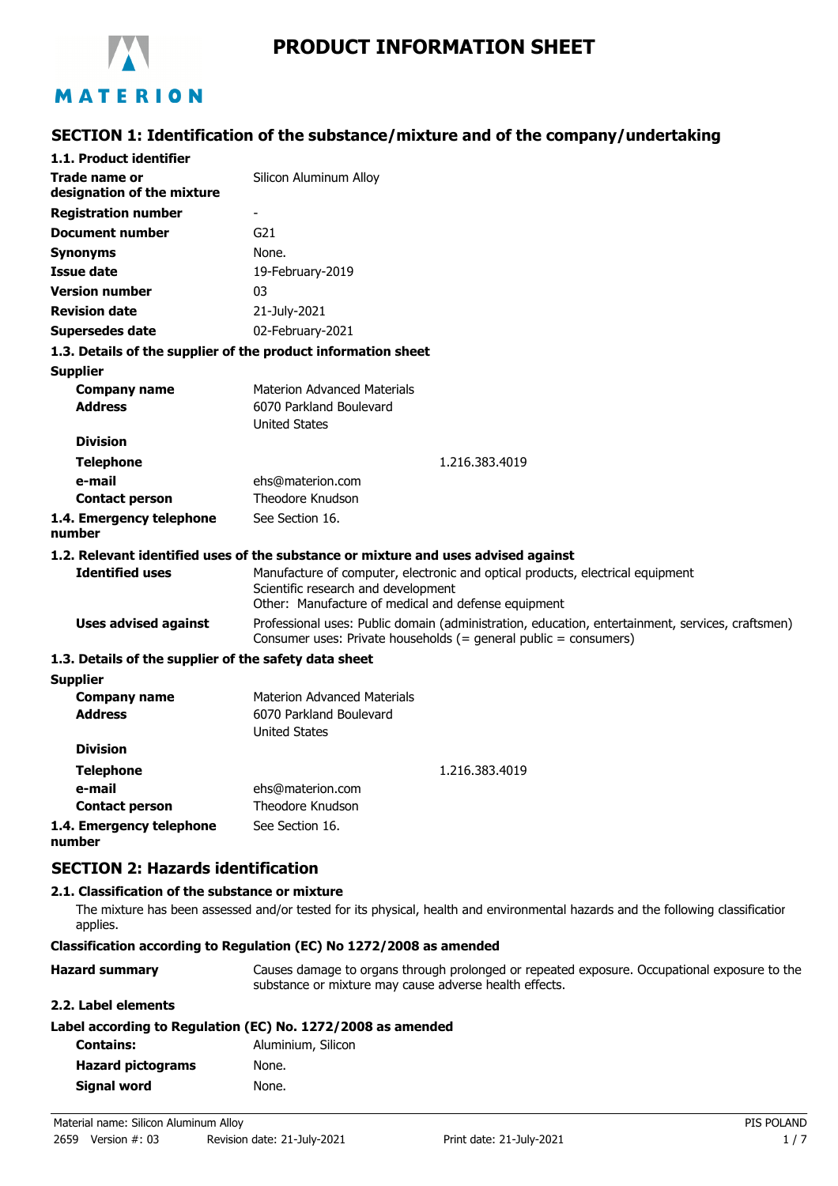# PRODUCT INFORMATION SHEET

## SECTION 1: Identification of the substance/mixture and of the company/undertaking

### 1.1. Product identifier

| | |
|---|---|
| **Trade name or designation of the mixture** | Silicon Aluminum Alloy |
| **Registration number** | - |
| **Document number** | G21 |
| **Synonyms** | None. |
| **Issue date** | 19-February-2019 |
| **Version number** | 03 |
| **Revision date** | 21-July-2021 |
| **Supersedes date** | 02-February-2021 |

### 1.3. Details of the supplier of the product information sheet

**Supplier**

| | |
|---|---|
| **Company name** | Materion Advanced Materials |
| **Address** | 6070 Parkland Boulevard<br>United States |
| **Division** | |
| **Telephone** | 1.216.383.4019 |
| **e-mail** | ehs@materion.com |
| **Contact person** | Theodore Knudson |
| **1.4. Emergency telephone number** | See Section 16. |

### 1.2. Relevant identified uses of the substance or mixture and uses advised against

| | |
|---|---|
| **Identified uses** | Manufacture of computer, electronic and optical products, electrical equipment<br>Scientific research and development<br>Other: Manufacture of medical and defense equipment |
| **Uses advised against** | Professional uses: Public domain (administration, education, entertainment, services, craftsmen)<br>Consumer uses: Private households (= general public = consumers) |

### 1.3. Details of the supplier of the safety data sheet

**Supplier**

| | |
|---|---|
| **Company name** | Materion Advanced Materials |
| **Address** | 6070 Parkland Boulevard<br>United States |
| **Division** | |
| **Telephone** | 1.216.383.4019 |
| **e-mail** | ehs@materion.com |
| **Contact person** | Theodore Knudson |
| **1.4. Emergency telephone number** | See Section 16. |

## SECTION 2: Hazards identification

### 2.1. Classification of the substance or mixture

The mixture has been assessed and/or tested for its physical, health and environmental hazards and the following classificatior applies.

**Classification according to Regulation (EC) No 1272/2008 as amended**

| | |
|---|---|
| **Hazard summary** | Causes damage to organs through prolonged or repeated exposure. Occupational exposure to the substance or mixture may cause adverse health effects. |

### 2.2. Label elements

**Label according to Regulation (EC) No. 1272/2008 as amended**

| | |
|---|---|
| **Contains:** | Aluminium, Silicon |
| **Hazard pictograms** | None. |
| **Signal word** | None. |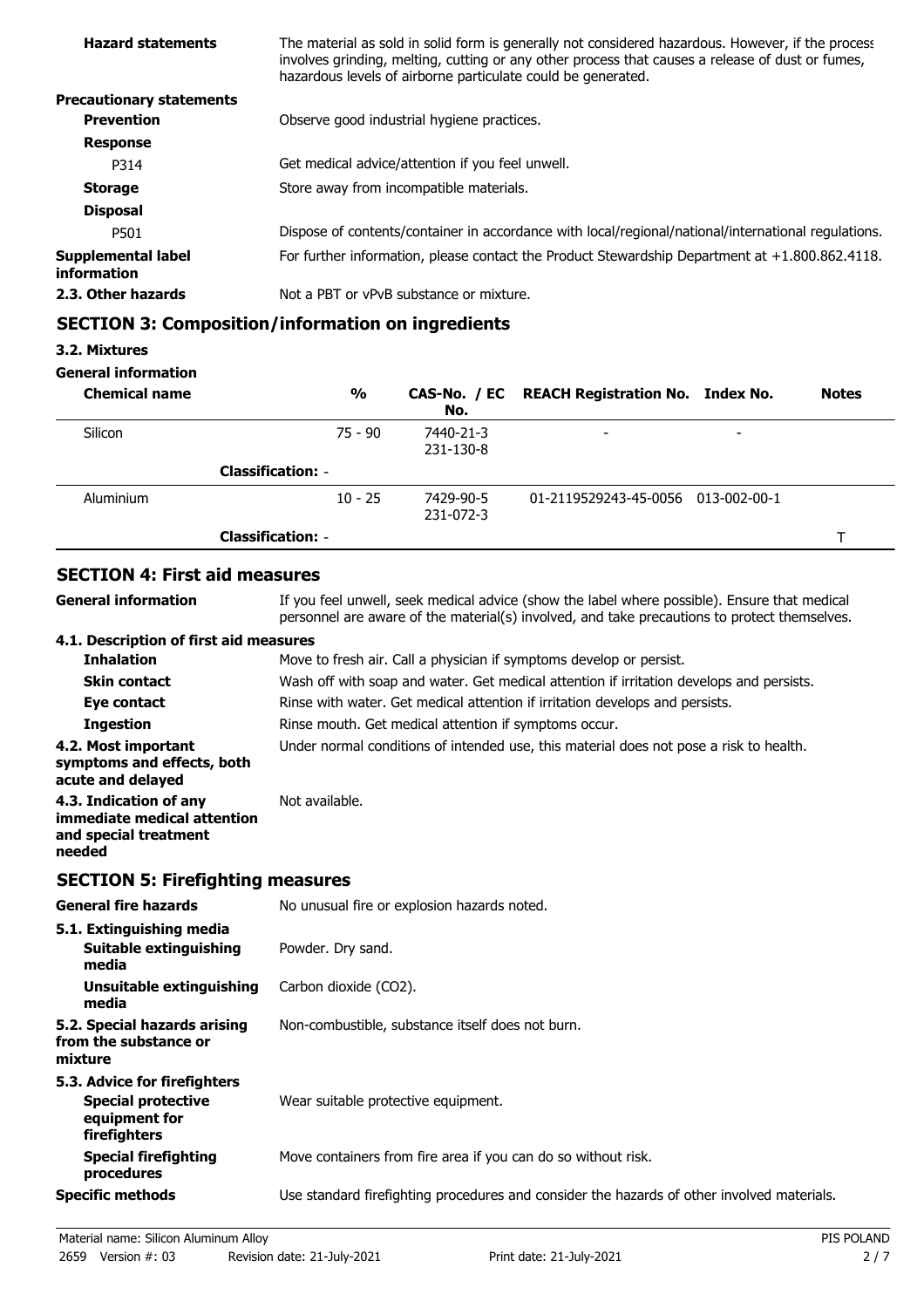**Hazard statements**
The material as sold in solid form is generally not considered hazardous. However, if the process involves grinding, melting, cutting or any other process that causes a release of dust or fumes, hazardous levels of airborne particulate could be generated.

**Precautionary statements**

**Prevention**
Observe good industrial hygiene practices.

**Response**

P314 Get medical advice/attention if you feel unwell.

**Storage**
Store away from incompatible materials.

**Disposal**

P501 Dispose of contents/container in accordance with local/regional/national/international regulations.

**Supplemental label information**
For further information, please contact the Product Stewardship Department at +1.800.862.4118.

**2.3. Other hazards**
Not a PBT or vPvB substance or mixture.

## SECTION 3: Composition/information on ingredients

### 3.2. Mixtures

**General information**

| Chemical name | % | CAS-No. / EC No. | REACH Registration No. | Index No. | Notes |
|---|---|---|---|---|---|
| Silicon | 75 - 90 | 7440-21-3<br>231-130-8 | - | - | |
| **Classification:** - | | | | | |
| Aluminium | 10 - 25 | 7429-90-5<br>231-072-3 | 01-2119529243-45-0056 | 013-002-00-1 | |
| **Classification:** - | | | | | T |

## SECTION 4: First aid measures

**General information**
If you feel unwell, seek medical advice (show the label where possible). Ensure that medical personnel are aware of the material(s) involved, and take precautions to protect themselves.

**4.1. Description of first aid measures**

**Inhalation**
Move to fresh air. Call a physician if symptoms develop or persist.

**Skin contact**
Wash off with soap and water. Get medical attention if irritation develops and persists.

**Eye contact**
Rinse with water. Get medical attention if irritation develops and persists.

**Ingestion**
Rinse mouth. Get medical attention if symptoms occur.

**4.2. Most important symptoms and effects, both acute and delayed**
Under normal conditions of intended use, this material does not pose a risk to health.

**4.3. Indication of any immediate medical attention and special treatment needed**
Not available.

## SECTION 5: Firefighting measures

**General fire hazards**
No unusual fire or explosion hazards noted.

**5.1. Extinguishing media**

**Suitable extinguishing media**
Powder. Dry sand.

**Unsuitable extinguishing media**
Carbon dioxide ($CO_2$).

**5.2. Special hazards arising from the substance or mixture**
Non-combustible, substance itself does not burn.

**5.3. Advice for firefighters**

**Special protective equipment for firefighters**
Wear suitable protective equipment.

**Special firefighting procedures**
Move containers from fire area if you can do so without risk.

**Specific methods**
Use standard firefighting procedures and consider the hazards of other involved materials.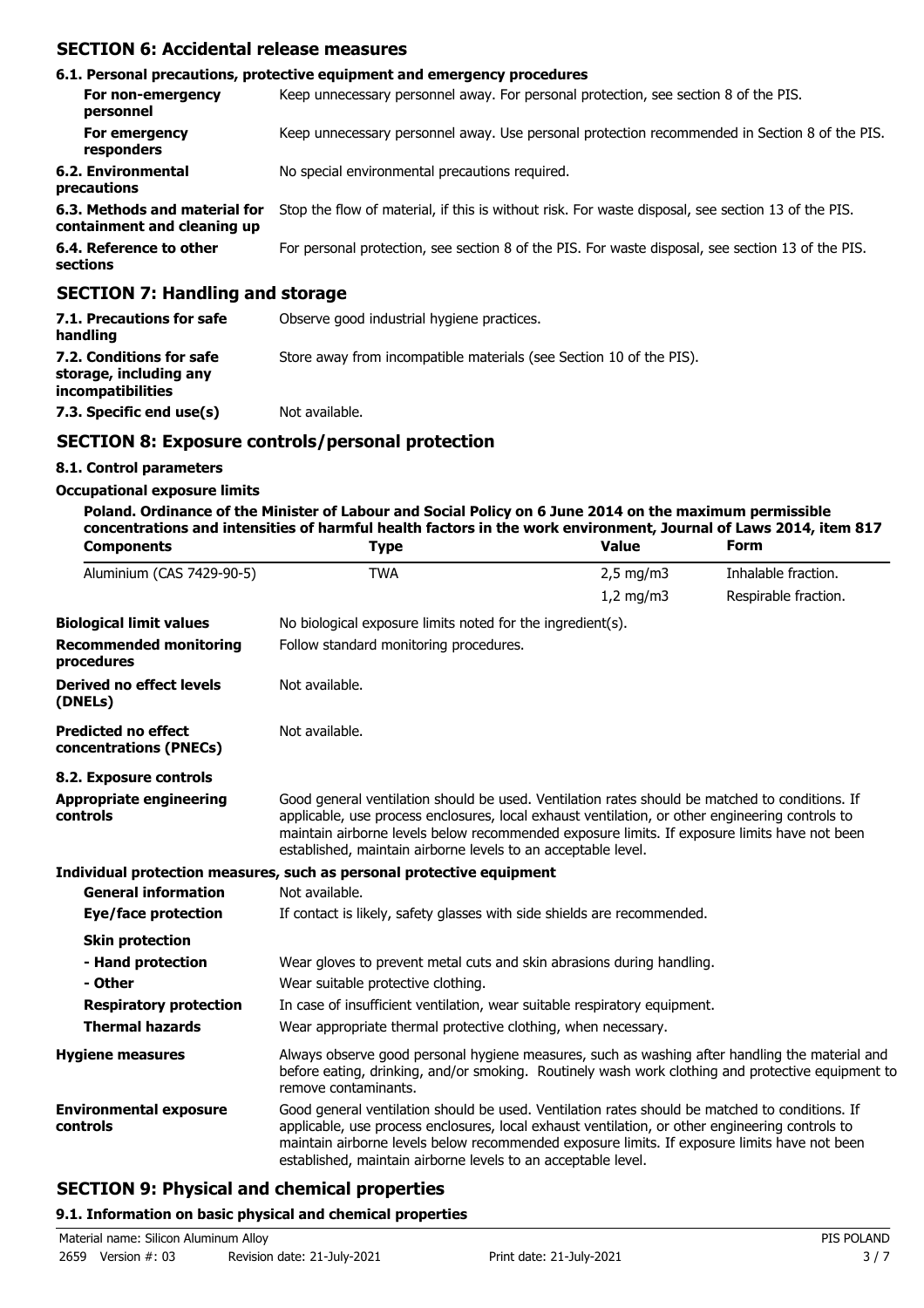## SECTION 6: Accidental release measures

### 6.1. Personal precautions, protective equipment and emergency procedures

| | |
|---|---|
| **For non-emergency personnel** | Keep unnecessary personnel away. For personal protection, see section 8 of the PIS. |
| **For emergency responders** | Keep unnecessary personnel away. Use personal protection recommended in Section 8 of the PIS. |
| **6.2. Environmental precautions** | No special environmental precautions required. |
| **6.3. Methods and material for containment and cleaning up** | Stop the flow of material, if this is without risk. For waste disposal, see section 13 of the PIS. |
| **6.4. Reference to other sections** | For personal protection, see section 8 of the PIS. For waste disposal, see section 13 of the PIS. |

## SECTION 7: Handling and storage

| | |
|---|---|
| **7.1. Precautions for safe handling** | Observe good industrial hygiene practices. |
| **7.2. Conditions for safe storage, including any incompatibilities** | Store away from incompatible materials (see Section 10 of the PIS). |
| **7.3. Specific end use(s)** | Not available. |

## SECTION 8: Exposure controls/personal protection

### 8.1. Control parameters

**Occupational exposure limits**

**Poland. Ordinance of the Minister of Labour and Social Policy on 6 June 2014 on the maximum permissible concentrations and intensities of harmful health factors in the work environment, Journal of Laws 2014, item 817**

| Components | Type | Value | Form |
|---|---|---|---|
| Aluminium (CAS 7429-90-5) | TWA | 2,5 mg/m3 | Inhalable fraction. |
| | | 1,2 mg/m3 | Respirable fraction. |

| | |
|---|---|
| **Biological limit values** | No biological exposure limits noted for the ingredient(s). |
| **Recommended monitoring procedures** | Follow standard monitoring procedures. |
| **Derived no effect levels (DNELs)** | Not available. |
| **Predicted no effect concentrations (PNECs)** | Not available. |

### 8.2. Exposure controls

| | |
|---|---|
| **Appropriate engineering controls** | Good general ventilation should be used. Ventilation rates should be matched to conditions. If applicable, use process enclosures, local exhaust ventilation, or other engineering controls to maintain airborne levels below recommended exposure limits. If exposure limits have not been established, maintain airborne levels to an acceptable level. |

**Individual protection measures, such as personal protective equipment**

| | |
|---|---|
| **General information** | Not available. |
| **Eye/face protection** | If contact is likely, safety glasses with side shields are recommended. |
| **Skin protection** | |
| **- Hand protection** | Wear gloves to prevent metal cuts and skin abrasions during handling. |
| **- Other** | Wear suitable protective clothing. |
| **Respiratory protection** | In case of insufficient ventilation, wear suitable respiratory equipment. |
| **Thermal hazards** | Wear appropriate thermal protective clothing, when necessary. |
| **Hygiene measures** | Always observe good personal hygiene measures, such as washing after handling the material and before eating, drinking, and/or smoking. Routinely wash work clothing and protective equipment to remove contaminants. |
| **Environmental exposure controls** | Good general ventilation should be used. Ventilation rates should be matched to conditions. If applicable, use process enclosures, local exhaust ventilation, or other engineering controls to maintain airborne levels below recommended exposure limits. If exposure limits have not been established, maintain airborne levels to an acceptable level. |

## SECTION 9: Physical and chemical properties

### 9.1. Information on basic physical and chemical properties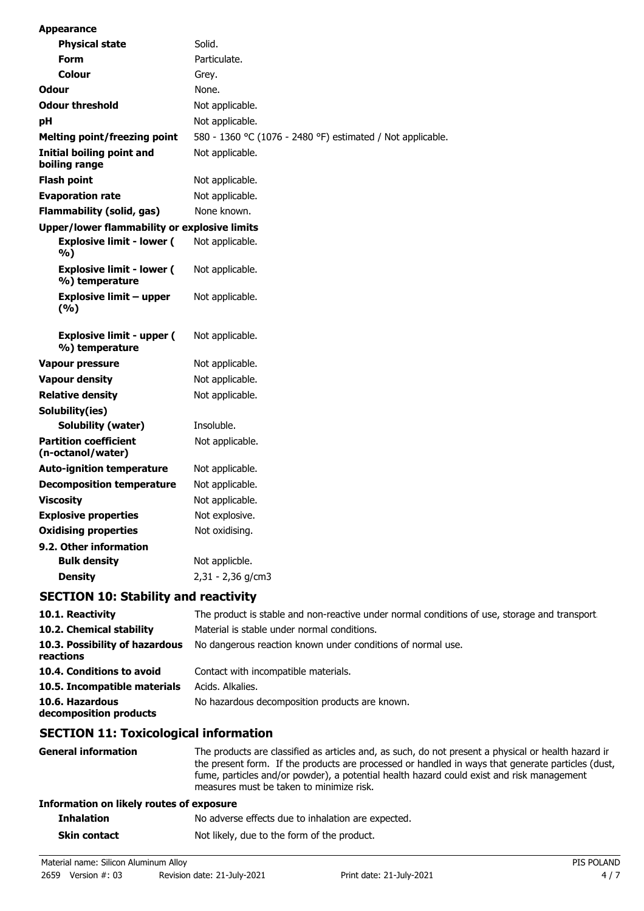| | |
|---|---|
| **Appearance** | |
| **Physical state** | Solid. |
| **Form** | Particulate. |
| **Colour** | Grey. |
| **Odour** | None. |
| **Odour threshold** | Not applicable. |
| **pH** | Not applicable. |
| **Melting point/freezing point** | 580 - 1360 °C (1076 - 2480 °F) estimated / Not applicable. |
| **Initial boiling point and boiling range** | Not applicable. |
| **Flash point** | Not applicable. |
| **Evaporation rate** | Not applicable. |
| **Flammability (solid, gas)** | None known. |
| **Upper/lower flammability or explosive limits** | |
| **Explosive limit - lower ( %)** | Not applicable. |
| **Explosive limit - lower ( %) temperature** | Not applicable. |
| **Explosive limit – upper (%)** | Not applicable. |
| **Explosive limit - upper ( %) temperature** | Not applicable. |
| **Vapour pressure** | Not applicable. |
| **Vapour density** | Not applicable. |
| **Relative density** | Not applicable. |
| **Solubility(ies)** | |
| **Solubility (water)** | Insoluble. |
| **Partition coefficient (n-octanol/water)** | Not applicable. |
| **Auto-ignition temperature** | Not applicable. |
| **Decomposition temperature** | Not applicable. |
| **Viscosity** | Not applicable. |
| **Explosive properties** | Not explosive. |
| **Oxidising properties** | Not oxidising. |
| **9.2. Other information** | |
| **Bulk density** | Not applicble. |
| **Density** | 2,31 - 2,36 g/cm3 |

## SECTION 10: Stability and reactivity

| | |
|---|---|
| **10.1. Reactivity** | The product is stable and non-reactive under normal conditions of use, storage and transport. |
| **10.2. Chemical stability** | Material is stable under normal conditions. |
| **10.3. Possibility of hazardous reactions** | No dangerous reaction known under conditions of normal use. |
| **10.4. Conditions to avoid** | Contact with incompatible materials. |
| **10.5. Incompatible materials** | Acids. Alkalies. |
| **10.6. Hazardous decomposition products** | No hazardous decomposition products are known. |

## SECTION 11: Toxicological information

| | |
|---|---|
| **General information** | The products are classified as articles and, as such, do not present a physical or health hazard in the present form. If the products are processed or handled in ways that generate particles (dust, fume, particles and/or powder), a potential health hazard could exist and risk management measures must be taken to minimize risk. |

**Information on likely routes of exposure**

| | |
|---|---|
| **Inhalation** | No adverse effects due to inhalation are expected. |
| **Skin contact** | Not likely, due to the form of the product. |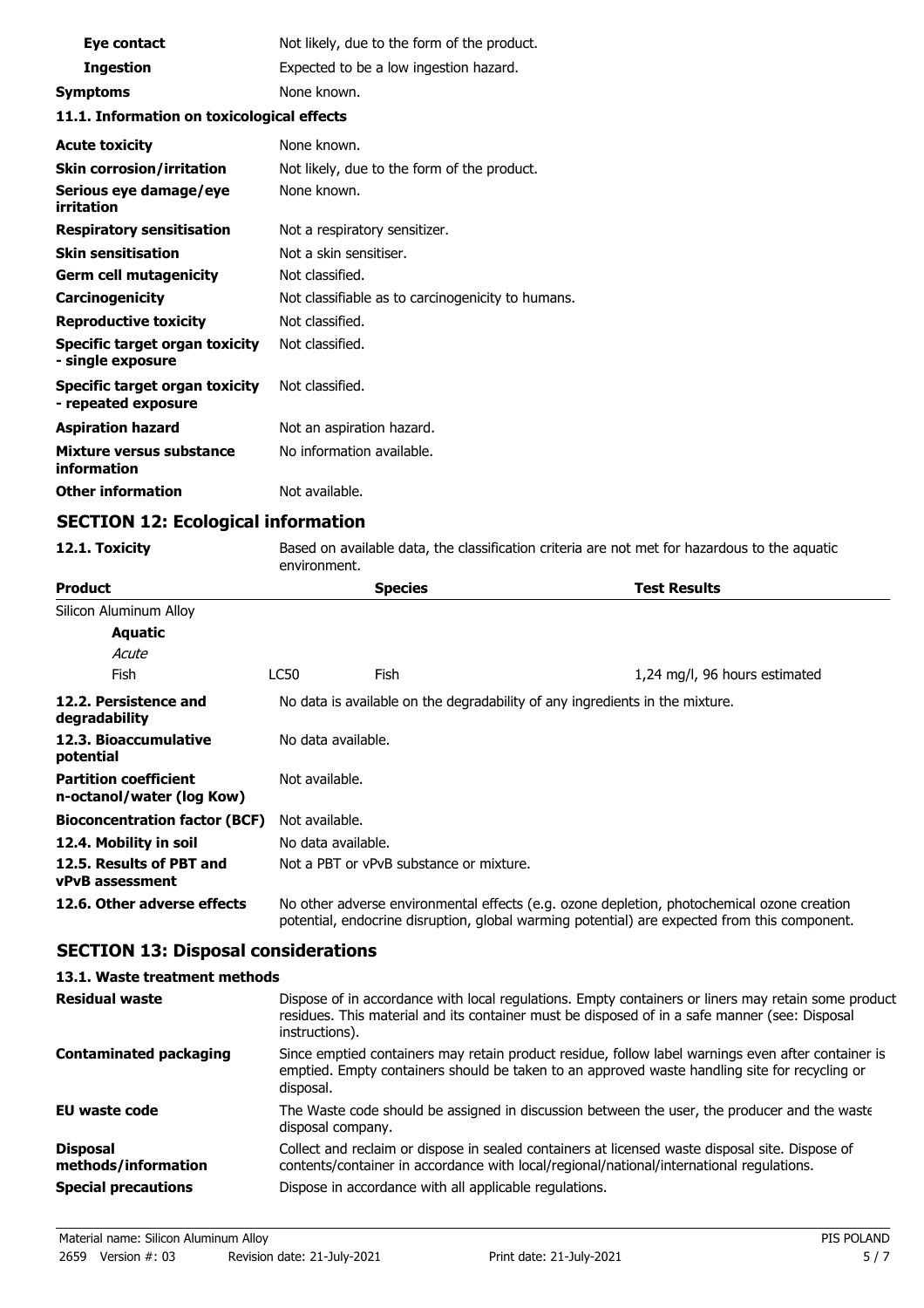| | |
|---|---|
| **Eye contact** | Not likely, due to the form of the product. |
| **Ingestion** | Expected to be a low ingestion hazard. |
| **Symptoms** | None known. |

**11.1. Information on toxicological effects**

| | |
|---|---|
| **Acute toxicity** | None known. |
| **Skin corrosion/irritation** | Not likely, due to the form of the product. |
| **Serious eye damage/eye irritation** | None known. |
| **Respiratory sensitisation** | Not a respiratory sensitizer. |
| **Skin sensitisation** | Not a skin sensitiser. |
| **Germ cell mutagenicity** | Not classified. |
| **Carcinogenicity** | Not classifiable as to carcinogenicity to humans. |
| **Reproductive toxicity** | Not classified. |
| **Specific target organ toxicity - single exposure** | Not classified. |
| **Specific target organ toxicity - repeated exposure** | Not classified. |
| **Aspiration hazard** | Not an aspiration hazard. |
| **Mixture versus substance information** | No information available. |
| **Other information** | Not available. |

## SECTION 12: Ecological information

**12.1. Toxicity** Based on available data, the classification criteria are not met for hazardous to the aquatic environment.

| Product | | Species | Test Results |
|---|---|---|---|
| Silicon Aluminum Alloy | | | |
| **Aquatic** | | | |
| *Acute* | | | |
| Fish | LC50 | Fish | 1,24 mg/l, 96 hours estimated |

| | |
|---|---|
| **12.2. Persistence and degradability** | No data is available on the degradability of any ingredients in the mixture. |
| **12.3. Bioaccumulative potential** | No data available. |
| **Partition coefficient n-octanol/water (log Kow)** | Not available. |
| **Bioconcentration factor (BCF)** | Not available. |
| **12.4. Mobility in soil** | No data available. |
| **12.5. Results of PBT and vPvB assessment** | Not a PBT or vPvB substance or mixture. |
| **12.6. Other adverse effects** | No other adverse environmental effects (e.g. ozone depletion, photochemical ozone creation potential, endocrine disruption, global warming potential) are expected from this component. |

## SECTION 13: Disposal considerations

**13.1. Waste treatment methods**

| | |
|---|---|
| **Residual waste** | Dispose of in accordance with local regulations. Empty containers or liners may retain some product residues. This material and its container must be disposed of in a safe manner (see: Disposal instructions). |
| **Contaminated packaging** | Since emptied containers may retain product residue, follow label warnings even after container is emptied. Empty containers should be taken to an approved waste handling site for recycling or disposal. |
| **EU waste code** | The Waste code should be assigned in discussion between the user, the producer and the waste disposal company. |
| **Disposal methods/information** | Collect and reclaim or dispose in sealed containers at licensed waste disposal site. Dispose of contents/container in accordance with local/regional/national/international regulations. |
| **Special precautions** | Dispose in accordance with all applicable regulations. |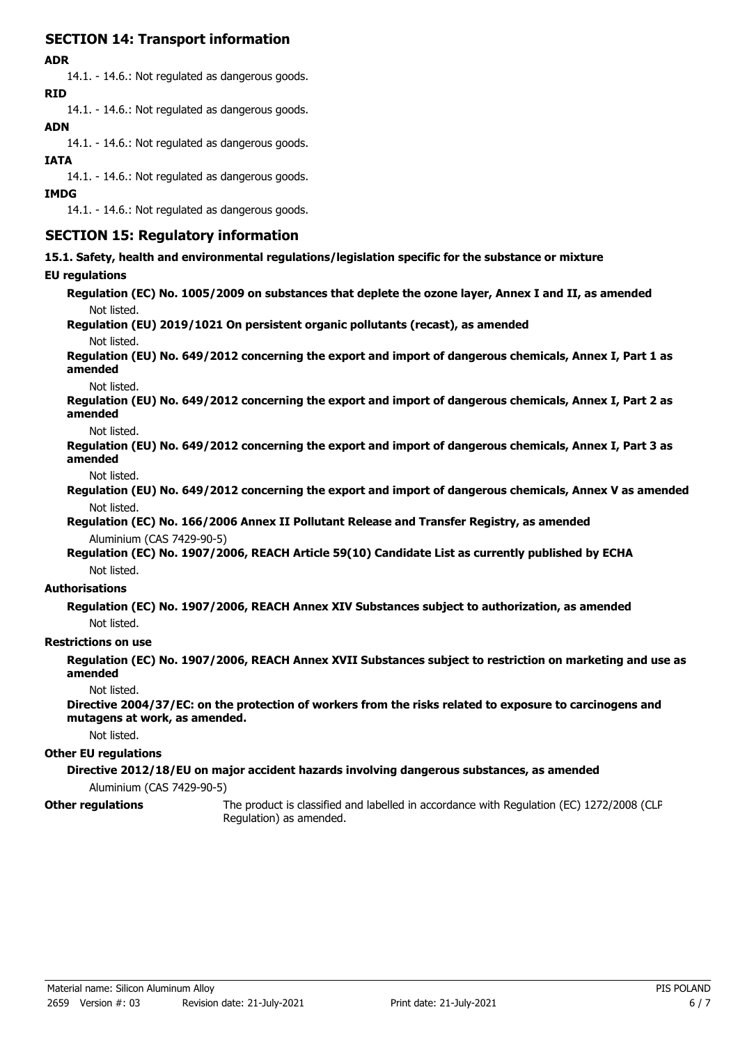## SECTION 14: Transport information

**ADR**

14.1. - 14.6.: Not regulated as dangerous goods.

**RID**

14.1. - 14.6.: Not regulated as dangerous goods.

**ADN**

14.1. - 14.6.: Not regulated as dangerous goods.

**IATA**

14.1. - 14.6.: Not regulated as dangerous goods.

**IMDG**

14.1. - 14.6.: Not regulated as dangerous goods.

## SECTION 15: Regulatory information

**15.1. Safety, health and environmental regulations/legislation specific for the substance or mixture**

**EU regulations**

**Regulation (EC) No. 1005/2009 on substances that deplete the ozone layer, Annex I and II, as amended**

Not listed.

**Regulation (EU) 2019/1021 On persistent organic pollutants (recast), as amended**

Not listed.

**Regulation (EU) No. 649/2012 concerning the export and import of dangerous chemicals, Annex I, Part 1 as amended**

Not listed.

**Regulation (EU) No. 649/2012 concerning the export and import of dangerous chemicals, Annex I, Part 2 as amended**

Not listed.

**Regulation (EU) No. 649/2012 concerning the export and import of dangerous chemicals, Annex I, Part 3 as amended**

Not listed.

**Regulation (EU) No. 649/2012 concerning the export and import of dangerous chemicals, Annex V as amended**

Not listed.

**Regulation (EC) No. 166/2006 Annex II Pollutant Release and Transfer Registry, as amended**

Aluminium (CAS 7429-90-5)

**Regulation (EC) No. 1907/2006, REACH Article 59(10) Candidate List as currently published by ECHA**

Not listed.

**Authorisations**

**Regulation (EC) No. 1907/2006, REACH Annex XIV Substances subject to authorization, as amended**

Not listed.

**Restrictions on use**

**Regulation (EC) No. 1907/2006, REACH Annex XVII Substances subject to restriction on marketing and use as amended**

Not listed.

**Directive 2004/37/EC: on the protection of workers from the risks related to exposure to carcinogens and mutagens at work, as amended.**

Not listed.

**Other EU regulations**

**Directive 2012/18/EU on major accident hazards involving dangerous substances, as amended**

Aluminium (CAS 7429-90-5)

**Other regulations** The product is classified and labelled in accordance with Regulation (EC) 1272/2008 (CLP Regulation) as amended.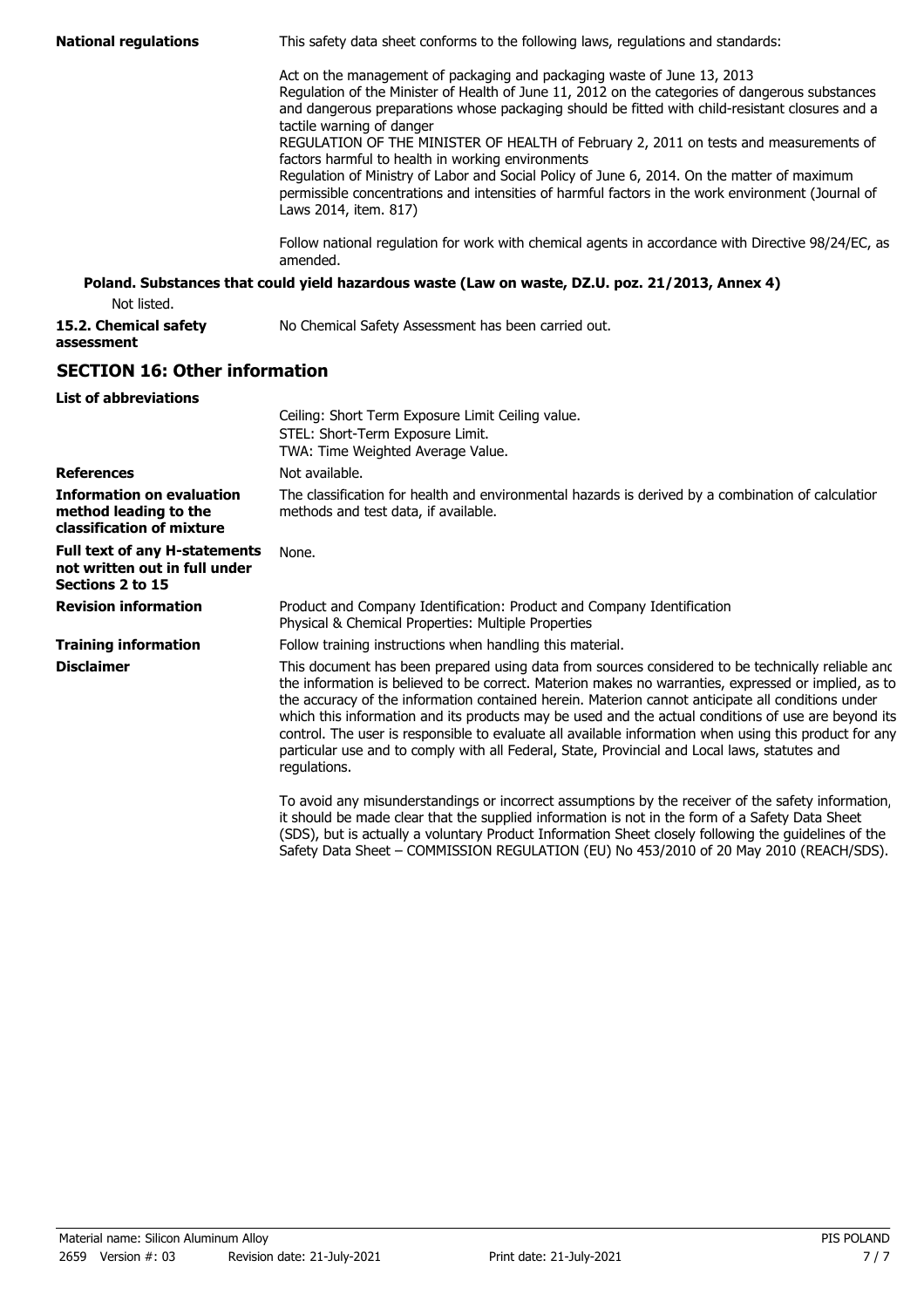**National regulations**

This safety data sheet conforms to the following laws, regulations and standards:

Act on the management of packaging and packaging waste of June 13, 2013
Regulation of the Minister of Health of June 11, 2012 on the categories of dangerous substances and dangerous preparations whose packaging should be fitted with child-resistant closures and a tactile warning of danger
REGULATION OF THE MINISTER OF HEALTH of February 2, 2011 on tests and measurements of factors harmful to health in working environments
Regulation of Ministry of Labor and Social Policy of June 6, 2014. On the matter of maximum permissible concentrations and intensities of harmful factors in the work environment (Journal of Laws 2014, item. 817)

Follow national regulation for work with chemical agents in accordance with Directive 98/24/EC, as amended.

**Poland. Substances that could yield hazardous waste (Law on waste, DZ.U. poz. 21/2013, Annex 4)**

Not listed.

**15.2. Chemical safety assessment**

No Chemical Safety Assessment has been carried out.

## SECTION 16: Other information

**List of abbreviations**

Ceiling: Short Term Exposure Limit Ceiling value.
STEL: Short-Term Exposure Limit.
TWA: Time Weighted Average Value.

**References**

Not available.

**Information on evaluation method leading to the classification of mixture**

The classification for health and environmental hazards is derived by a combination of calculation methods and test data, if available.

**Full text of any H-statements not written out in full under Sections 2 to 15**

None.

**Revision information**

Product and Company Identification: Product and Company Identification
Physical & Chemical Properties: Multiple Properties

**Training information**

Follow training instructions when handling this material.

**Disclaimer**

This document has been prepared using data from sources considered to be technically reliable and the information is believed to be correct. Materion makes no warranties, expressed or implied, as to the accuracy of the information contained herein. Materion cannot anticipate all conditions under which this information and its products may be used and the actual conditions of use are beyond its control. The user is responsible to evaluate all available information when using this product for any particular use and to comply with all Federal, State, Provincial and Local laws, statutes and regulations.

To avoid any misunderstandings or incorrect assumptions by the receiver of the safety information, it should be made clear that the supplied information is not in the form of a Safety Data Sheet (SDS), but is actually a voluntary Product Information Sheet closely following the guidelines of the Safety Data Sheet – COMMISSION REGULATION (EU) No 453/2010 of 20 May 2010 (REACH/SDS).